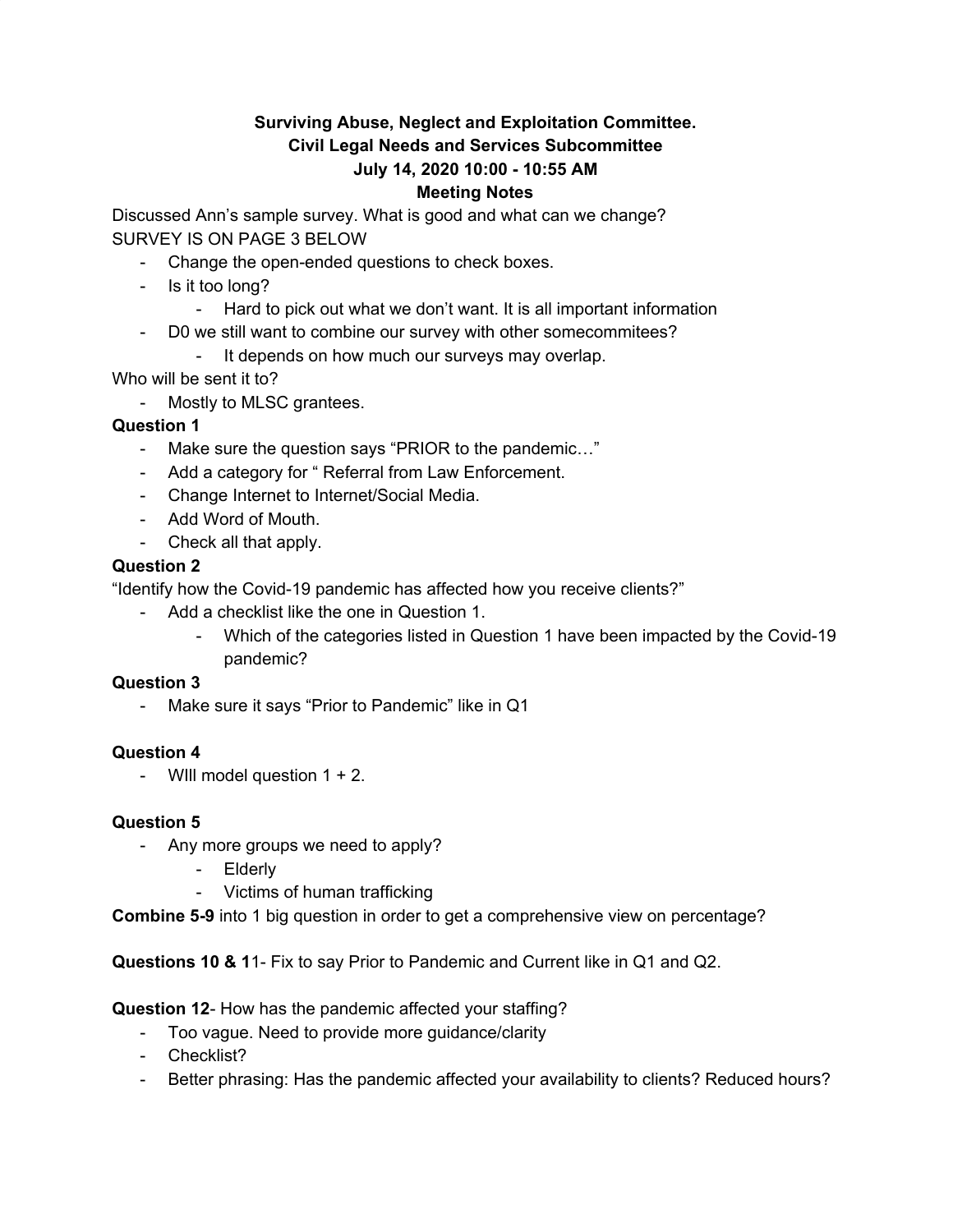**Surviving Abuse, Neglect and Exploitation Committee.**
**Civil Legal Needs and Services Subcommittee**
**July 14, 2020 10:00 - 10:55 AM**
**Meeting Notes**

Discussed Ann's sample survey. What is good and what can we change?
SURVEY IS ON PAGE 3 BELOW

- Change the open-ended questions to check boxes.
- Is it too long?
  - Hard to pick out what we don't want. It is all important information
- D0 we still want to combine our survey with other somecommitees?
  - It depends on how much our surveys may overlap.

Who will be sent it to?

- Mostly to MLSC grantees.

**Question 1**

- Make sure the question says "PRIOR to the pandemic…"
- Add a category for " Referral from Law Enforcement.
- Change Internet to Internet/Social Media.
- Add Word of Mouth.
- Check all that apply.

**Question 2**

"Identify how the Covid-19 pandemic has affected how you receive clients?"

- Add a checklist like the one in Question 1.
  - Which of the categories listed in Question 1 have been impacted by the Covid-19 pandemic?

**Question 3**

- Make sure it says "Prior to Pandemic" like in Q1

**Question 4**

- WIll model question 1 + 2.

**Question 5**

- Any more groups we need to apply?
  - Elderly
  - Victims of human trafficking

**Combine 5-9** into 1 big question in order to get a comprehensive view on percentage?

**Questions 10 & 1**1- Fix to say Prior to Pandemic and Current like in Q1 and Q2.

**Question 12**- How has the pandemic affected your staffing?

- Too vague. Need to provide more guidance/clarity
- Checklist?
- Better phrasing: Has the pandemic affected your availability to clients? Reduced hours?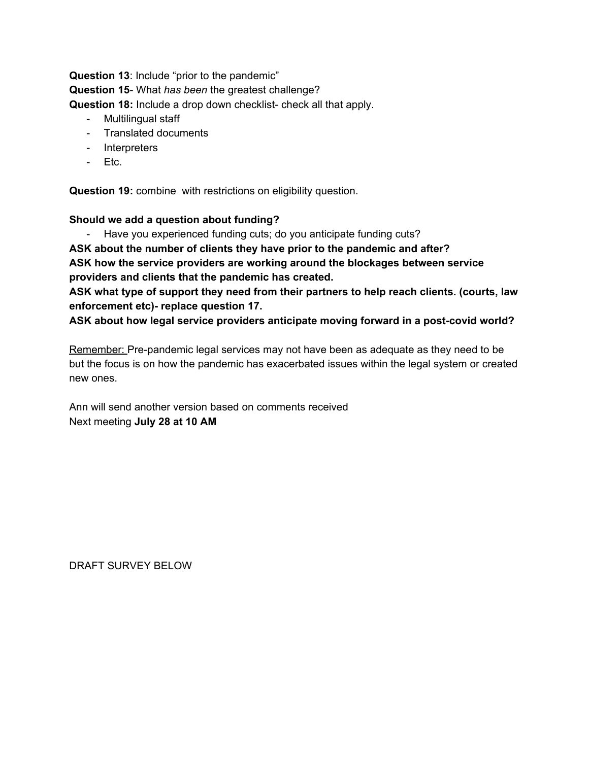**Question 13**: Include "prior to the pandemic"

**Question 15**- What *has been* the greatest challenge?

**Question 18:** Include a drop down checklist- check all that apply.

- Multilingual staff
- Translated documents
- Interpreters
- Etc.

**Question 19:** combine with restrictions on eligibility question.

**Should we add a question about funding?**

- Have you experienced funding cuts; do you anticipate funding cuts?

**ASK about the number of clients they have prior to the pandemic and after?**

**ASK how the service providers are working around the blockages between service providers and clients that the pandemic has created.**

**ASK what type of support they need from their partners to help reach clients. (courts, law enforcement etc)- replace question 17.**

**ASK about how legal service providers anticipate moving forward in a post-covid world?**

<u>Remember:</u> Pre-pandemic legal services may not have been as adequate as they need to be but the focus is on how the pandemic has exacerbated issues within the legal system or created new ones.

Ann will send another version based on comments received

Next meeting **July 28 at 10 AM**

DRAFT SURVEY BELOW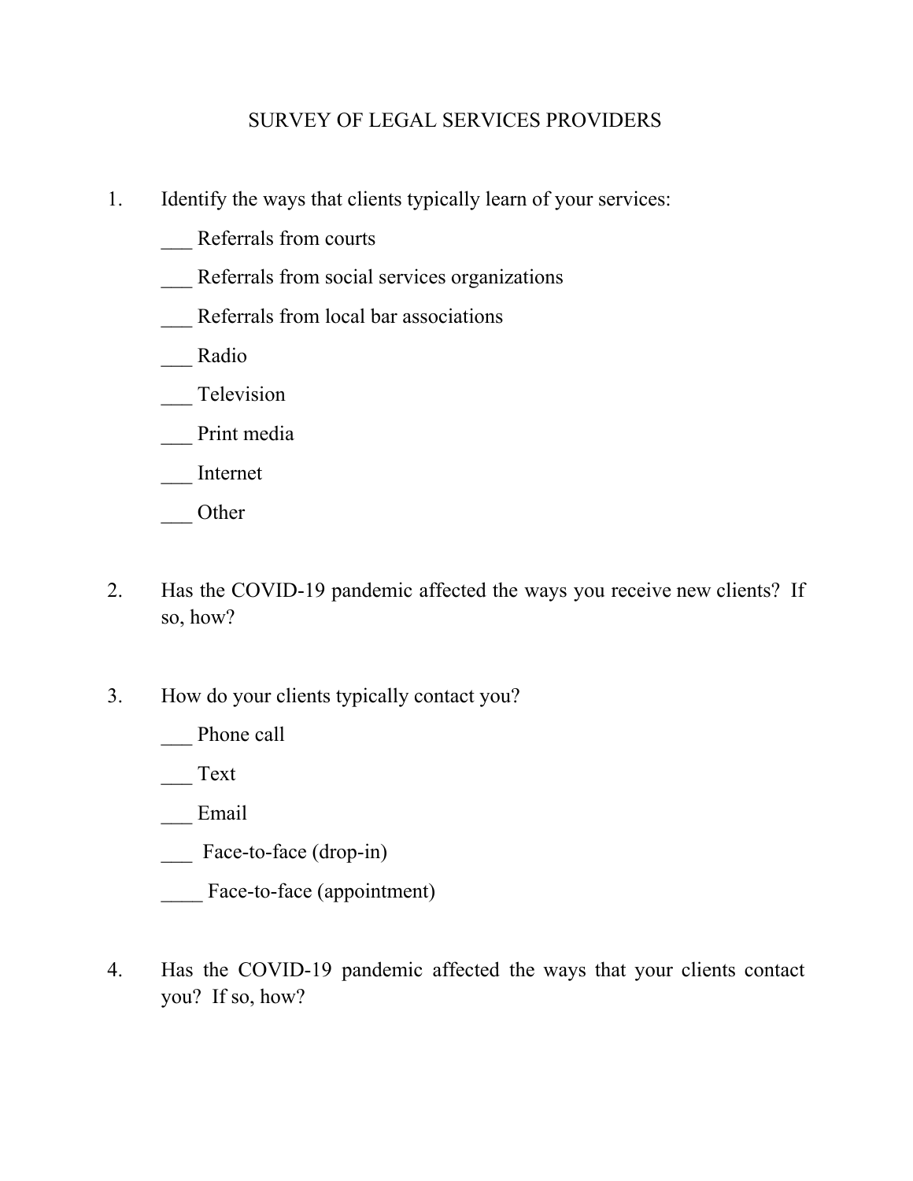# SURVEY OF LEGAL SERVICES PROVIDERS

1. Identify the ways that clients typically learn of your services:

   ___ Referrals from courts

   ___ Referrals from social services organizations

   ___ Referrals from local bar associations

   ___ Radio

   ___ Television

   ___ Print media

   ___ Internet

   ___ Other

2. Has the COVID-19 pandemic affected the ways you receive new clients? If so, how?

3. How do your clients typically contact you?

   ___ Phone call

   ___ Text

   ___ Email

   ___ Face-to-face (drop-in)

   ____ Face-to-face (appointment)

4. Has the COVID-19 pandemic affected the ways that your clients contact you? If so, how?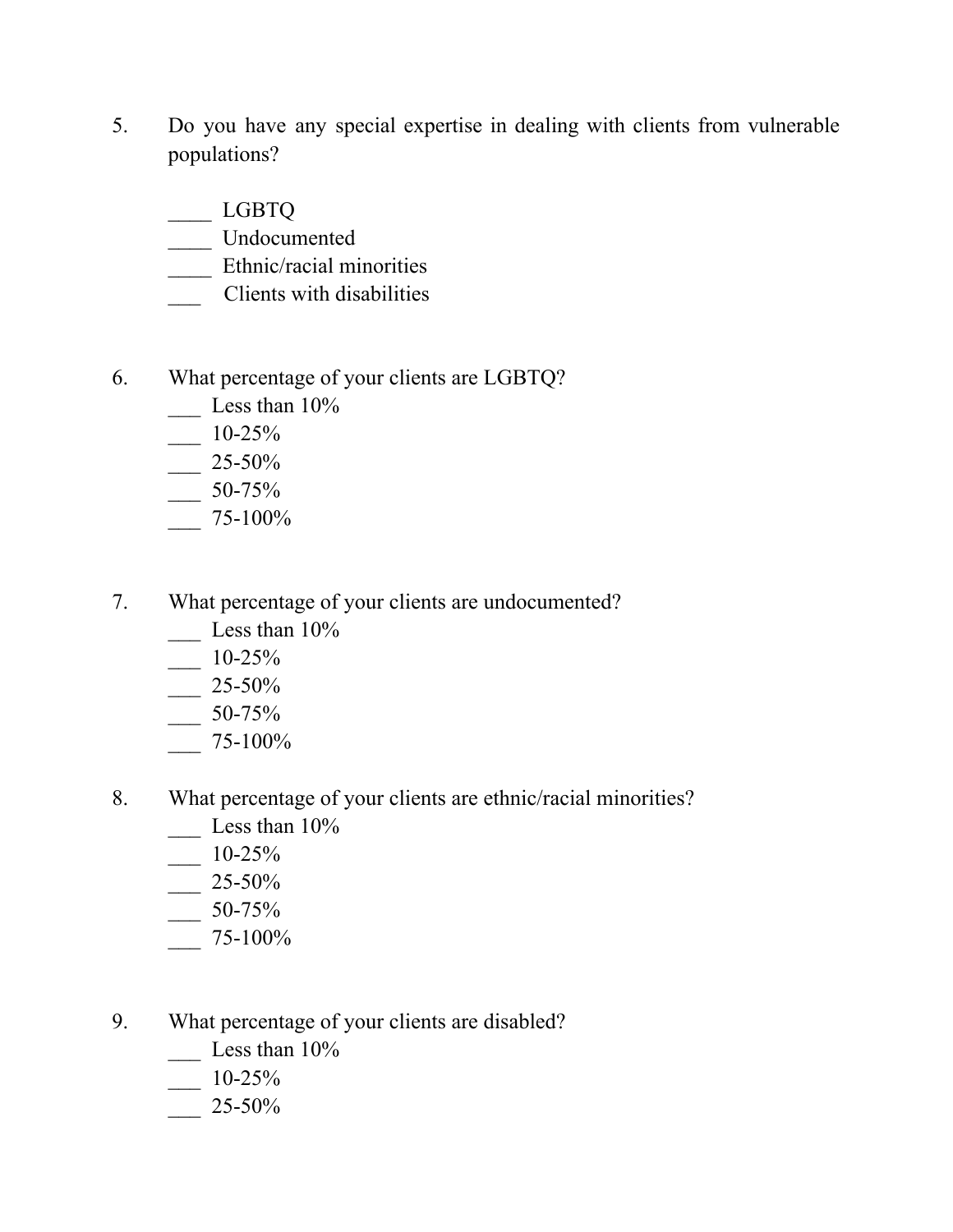5. Do you have any special expertise in dealing with clients from vulnerable populations?

   ____ LGBTQ
   ____ Undocumented
   ____ Ethnic/racial minorities
   ___ Clients with disabilities

6. What percentage of your clients are LGBTQ?
   ___ Less than 10%
   ___ 10-25%
   ___ 25-50%
   ___ 50-75%
   ___ 75-100%

7. What percentage of your clients are undocumented?
   ___ Less than 10%
   ___ 10-25%
   ___ 25-50%
   ___ 50-75%
   ___ 75-100%

8. What percentage of your clients are ethnic/racial minorities?
   ___ Less than 10%
   ___ 10-25%
   ___ 25-50%
   ___ 50-75%
   ___ 75-100%

9. What percentage of your clients are disabled?
   ___ Less than 10%
   ___ 10-25%
   ___ 25-50%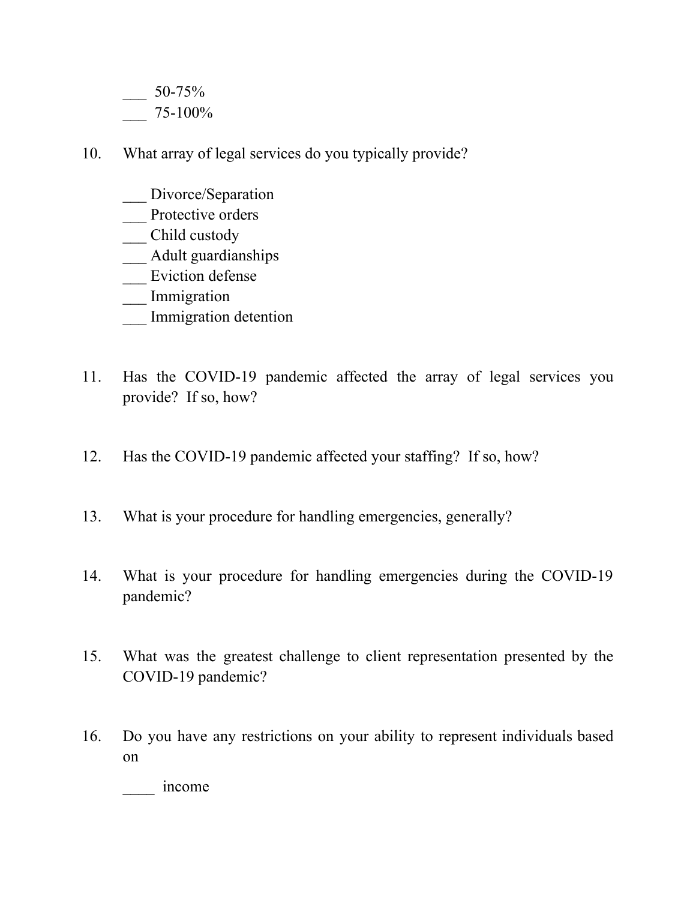___ 50-75%
___ 75-100%

10. What array of legal services do you typically provide?

    ___ Divorce/Separation
    ___ Protective orders
    ___ Child custody
    ___ Adult guardianships
    ___ Eviction defense
    ___ Immigration
    ___ Immigration detention

11. Has the COVID-19 pandemic affected the array of legal services you provide? If so, how?

12. Has the COVID-19 pandemic affected your staffing? If so, how?

13. What is your procedure for handling emergencies, generally?

14. What is your procedure for handling emergencies during the COVID-19 pandemic?

15. What was the greatest challenge to client representation presented by the COVID-19 pandemic?

16. Do you have any restrictions on your ability to represent individuals based on

    ____ income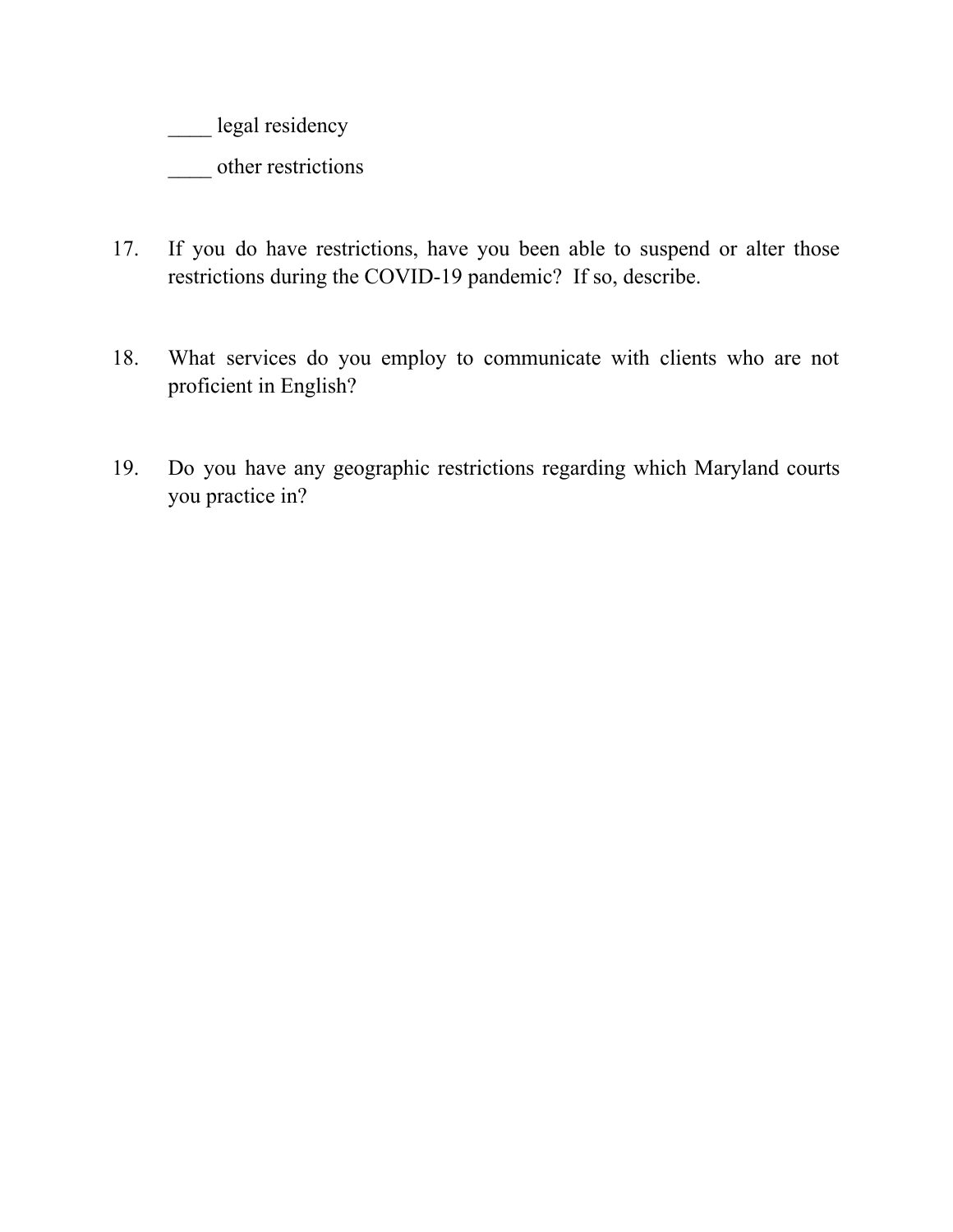____ legal residency

____ other restrictions

17. If you do have restrictions, have you been able to suspend or alter those restrictions during the COVID-19 pandemic? If so, describe.

18. What services do you employ to communicate with clients who are not proficient in English?

19. Do you have any geographic restrictions regarding which Maryland courts you practice in?